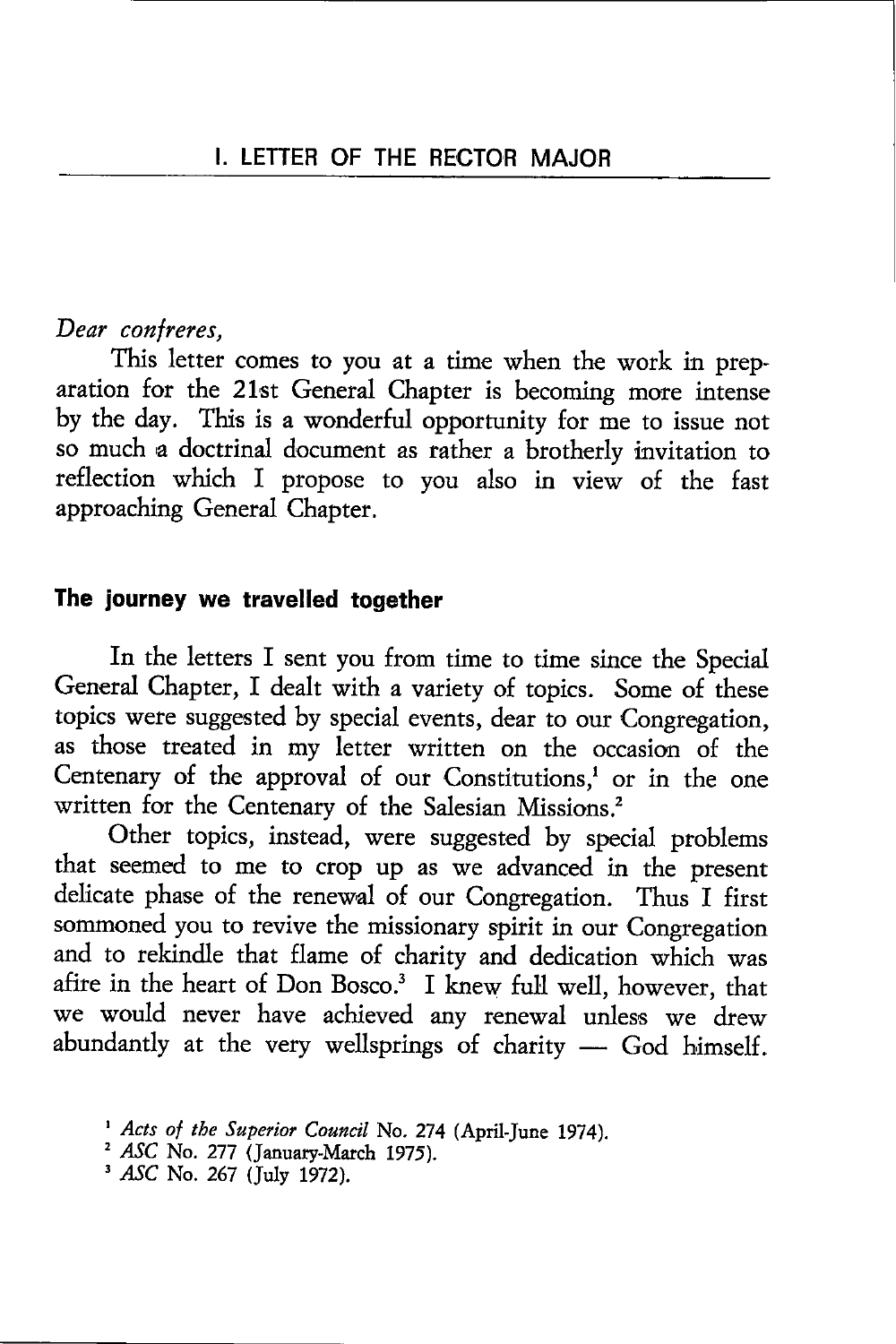# I. LETTER OF THE RECTOR MAJOR

*Dear confreres,*

This letter comes to you at a time when the work in preparation for the 21st General Chapter is becoming more intense by the day. This is a wonderful opportunity for me to issue not so much a doctrinal document as rather a brotherly invitation to reflection which I propose to you also in view of the fast approaching General Chapter.

## The journey we travelled together

In the letters I sent you from time to time since the Special General Chapter, I dealt with a variety of topics. Some of these topics were suggested by special events, dear to our Congregation, as those treated in my letter written on the occasion of the Centenary of the approval of our Constitutions,[1] or in the one written for the Centenary of the Salesian Missions.[2]

Other topics, instead, were suggested by special problems that seemed to me to crop up as we advanced in the present delicate phase of the renewal of our Congregation. Thus I first sommoned you to revive the missionary spirit in our Congregation and to rekindle that flame of charity and dedication which was afire in the heart of Don Bosco.[3] I knew full well, however, that we would never have achieved any renewal unless we drew abundantly at the very wellsprings of charity — God himself.

[1] *Acts of the Superior Council* No. 274 (April-June 1974).

[2] *ASC* No. 277 (January-March 1975).

[3] *ASC* No. 267 (July 1972).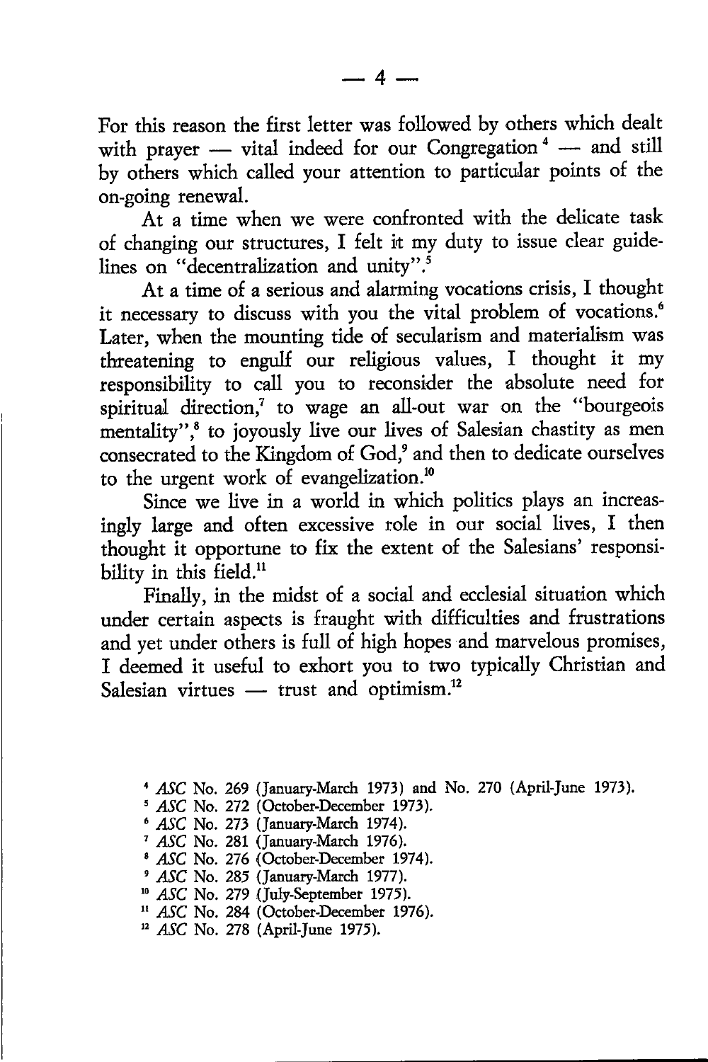For this reason the first letter was followed by others which dealt with prayer — vital indeed for our Congregation [4] — and still by others which called your attention to particular points of the on-going renewal.

At a time when we were confronted with the delicate task of changing our structures, I felt it my duty to issue clear guidelines on "decentralization and unity".[5]

At a time of a serious and alarming vocations crisis, I thought it necessary to discuss with you the vital problem of vocations.[6] Later, when the mounting tide of secularism and materialism was threatening to engulf our religious values, I thought it my responsibility to call you to reconsider the absolute need for spiritual direction,[7] to wage an all-out war on the "bourgeois mentality",[8] to joyously live our lives of Salesian chastity as men consecrated to the Kingdom of God,[9] and then to dedicate ourselves to the urgent work of evangelization.[10]

Since we live in a world in which politics plays an increasingly large and often excessive role in our social lives, I then thought it opportune to fix the extent of the Salesians' responsibility in this field.[11]

Finally, in the midst of a social and ecclesial situation which under certain aspects is fraught with difficulties and frustrations and yet under others is full of high hopes and marvelous promises, I deemed it useful to exhort you to two typically Christian and Salesian virtues — trust and optimism.[12]

---

[4] *ASC* No. 269 (January-March 1973) and No. 270 (April-June 1973).

[5] *ASC* No. 272 (October-December 1973).

[6] *ASC* No. 273 (January-March 1974).

[7] *ASC* No. 281 (January-March 1976).

[8] *ASC* No. 276 (October-December 1974).

[9] *ASC* No. 285 (January-March 1977).

[10] *ASC* No. 279 (July-September 1975).

[11] *ASC* No. 284 (October-December 1976).

[12] *ASC* No. 278 (April-June 1975).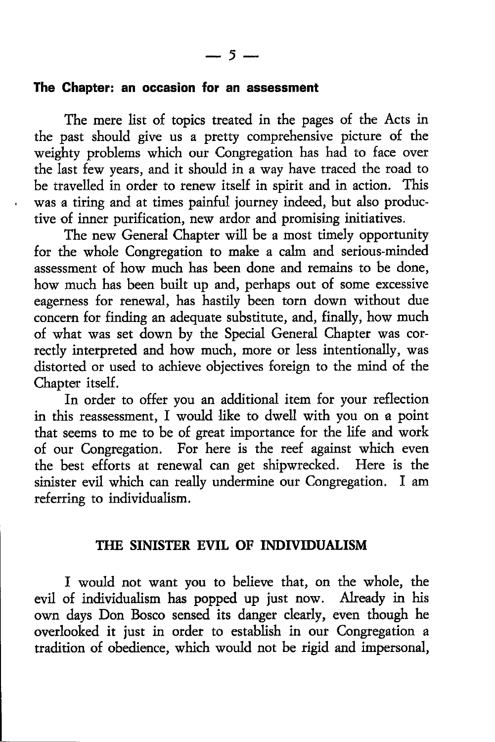### The Chapter: an occasion for an assessment

The mere list of topics treated in the pages of the Acts in the past should give us a pretty comprehensive picture of the weighty problems which our Congregation has had to face over the last few years, and it should in a way have traced the road to be travelled in order to renew itself in spirit and in action. This was a tiring and at times painful journey indeed, but also productive of inner purification, new ardor and promising initiatives.

The new General Chapter will be a most timely opportunity for the whole Congregation to make a calm and serious-minded assessment of how much has been done and remains to be done, how much has been built up and, perhaps out of some excessive eagerness for renewal, has hastily been torn down without due concern for finding an adequate substitute, and, finally, how much of what was set down by the Special General Chapter was correctly interpreted and how much, more or less intentionally, was distorted or used to achieve objectives foreign to the mind of the Chapter itself.

In order to offer you an additional item for your reflection in this reassessment, I would like to dwell with you on a point that seems to me to be of great importance for the life and work of our Congregation. For here is the reef against which even the best efforts at renewal can get shipwrecked. Here is the sinister evil which can really undermine our Congregation. I am referring to individualism.

## THE SINISTER EVIL OF INDIVIDUALISM

I would not want you to believe that, on the whole, the evil of individualism has popped up just now. Already in his own days Don Bosco sensed its danger clearly, even though he overlooked it just in order to establish in our Congregation a tradition of obedience, which would not be rigid and impersonal,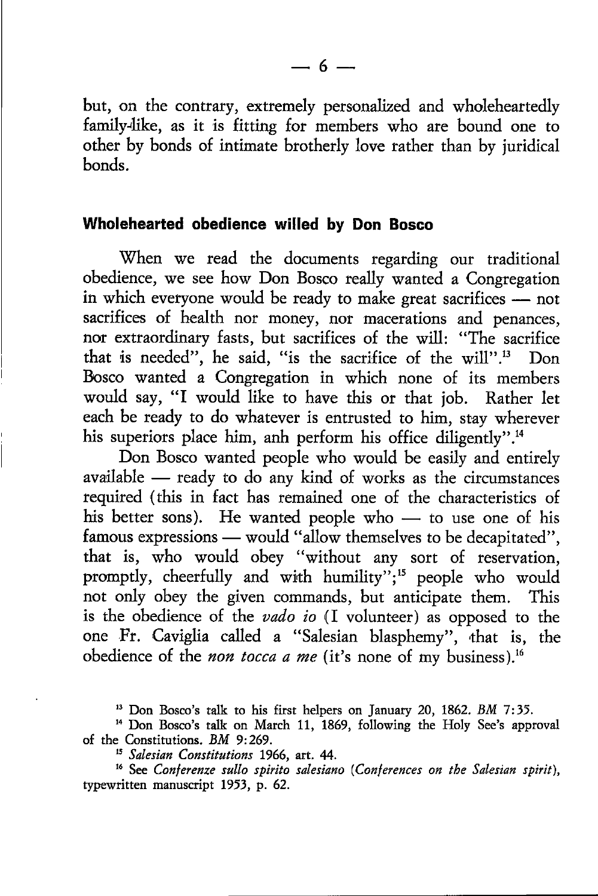but, on the contrary, extremely personalized and wholeheartedly family-like, as it is fitting for members who are bound one to other by bonds of intimate brotherly love rather than by juridical bonds.

### Wholehearted obedience willed by Don Bosco

When we read the documents regarding our traditional obedience, we see how Don Bosco really wanted a Congregation in which everyone would be ready to make great sacrifices — not sacrifices of health nor money, nor macerations and penances, nor extraordinary fasts, but sacrifices of the will: "The sacrifice that is needed", he said, "is the sacrifice of the will".[13] Don Bosco wanted a Congregation in which none of its members would say, "I would like to have this or that job. Rather let each be ready to do whatever is entrusted to him, stay wherever his superiors place him, anh perform his office diligently".[14]

Don Bosco wanted people who would be easily and entirely available — ready to do any kind of works as the circumstances required (this in fact has remained one of the characteristics of his better sons). He wanted people who — to use one of his famous expressions — would "allow themselves to be decapitated", that is, who would obey "without any sort of reservation, promptly, cheerfully and with humility";[15] people who would not only obey the given commands, but anticipate them. This is the obedience of the *vado io* (I volunteer) as opposed to the one Fr. Caviglia called a "Salesian blasphemy", that is, the obedience of the *non tocca a me* (it's none of my business).[16]

[13] Don Bosco's talk to his first helpers on January 20, 1862. *BM* 7:35.

[14] Don Bosco's talk on March 11, 1869, following the Holy See's approval of the Constitutions. *BM* 9:269.

[15] *Salesian Constitutions* 1966, art. 44.

[16] See *Conferenze sullo spirito salesiano* (*Conferences on the Salesian spirit*), typewritten manuscript 1953, p. 62.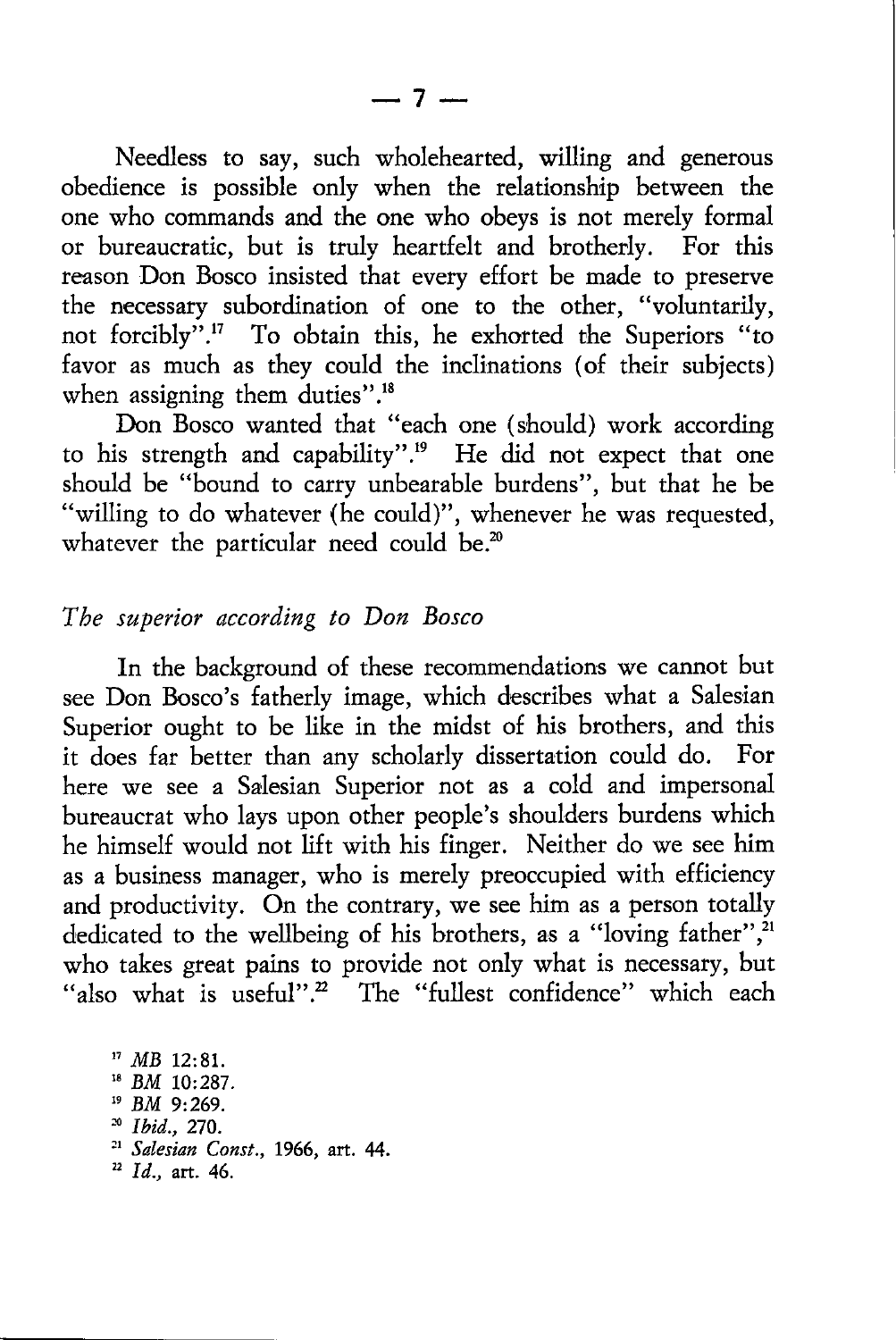Needless to say, such wholehearted, willing and generous obedience is possible only when the relationship between the one who commands and the one who obeys is not merely formal or bureaucratic, but is truly heartfelt and brotherly. For this reason Don Bosco insisted that every effort be made to preserve the necessary subordination of one to the other, "voluntarily, not forcibly".[17] To obtain this, he exhorted the Superiors "to favor as much as they could the inclinations (of their subjects) when assigning them duties".[18]

Don Bosco wanted that "each one (should) work according to his strength and capability".[19] He did not expect that one should be "bound to carry unbearable burdens", but that he be "willing to do whatever (he could)", whenever he was requested, whatever the particular need could be.[20]

### *The superior according to Don Bosco*

In the background of these recommendations we cannot but see Don Bosco's fatherly image, which describes what a Salesian Superior ought to be like in the midst of his brothers, and this it does far better than any scholarly dissertation could do. For here we see a Salesian Superior not as a cold and impersonal bureaucrat who lays upon other people's shoulders burdens which he himself would not lift with his finger. Neither do we see him as a business manager, who is merely preoccupied with efficiency and productivity. On the contrary, we see him as a person totally dedicated to the wellbeing of his brothers, as a "loving father",[21] who takes great pains to provide not only what is necessary, but "also what is useful".[22] The "fullest confidence" which each

[17] *MB* 12:81.
[18] *BM* 10:287.
[19] *BM* 9:269.
[20] *Ibid.*, 270.
[21] *Salesian Const.*, 1966, art. 44.
[22] *Id.*, art. 46.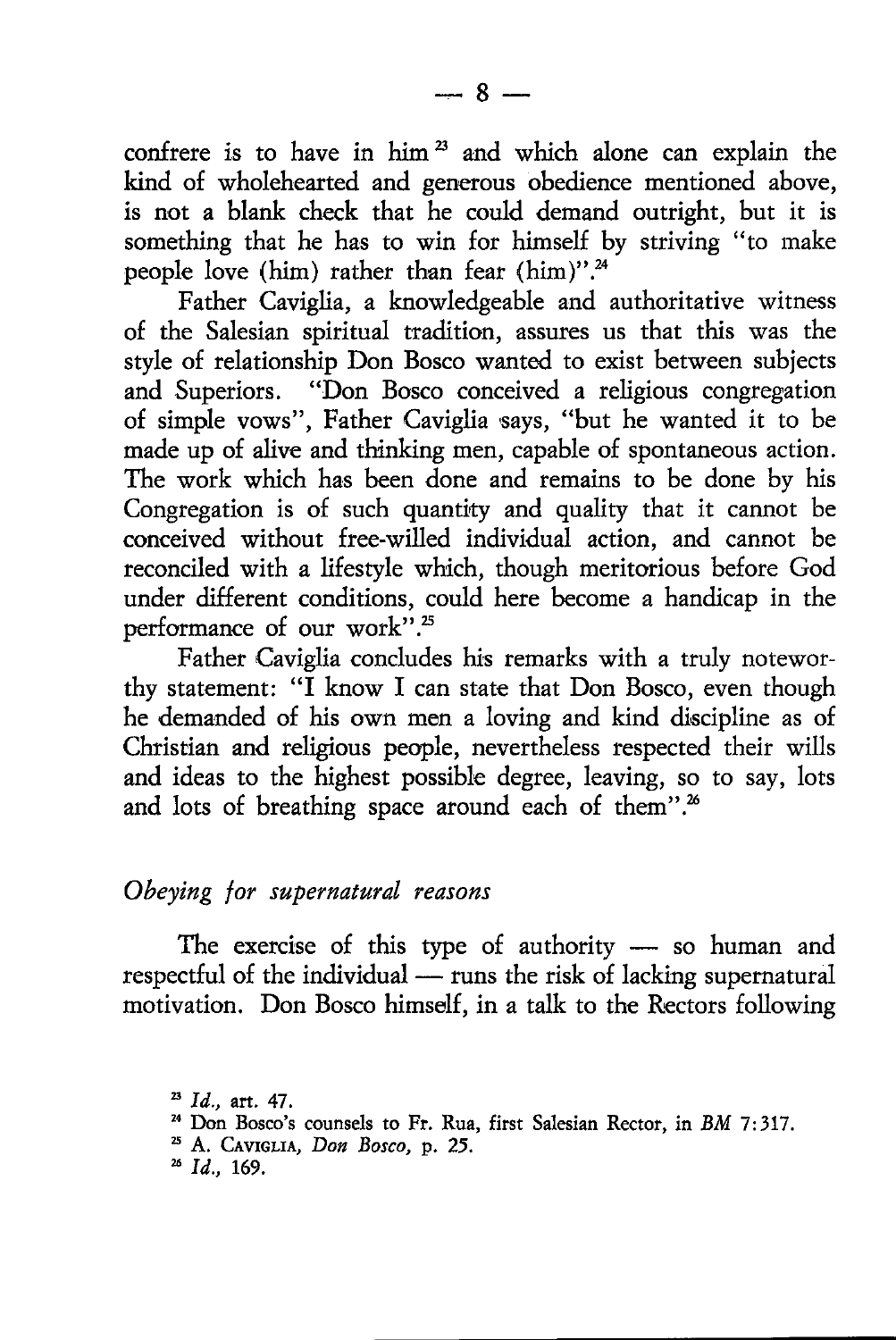confrere is to have in him[23] and which alone can explain the kind of wholehearted and generous obedience mentioned above, is not a blank check that he could demand outright, but it is something that he has to win for himself by striving "to make people love (him) rather than fear (him)".[24]

Father Caviglia, a knowledgeable and authoritative witness of the Salesian spiritual tradition, assures us that this was the style of relationship Don Bosco wanted to exist between subjects and Superiors. "Don Bosco conceived a religious congregation of simple vows", Father Caviglia says, "but he wanted it to be made up of alive and thinking men, capable of spontaneous action. The work which has been done and remains to be done by his Congregation is of such quantity and quality that it cannot be conceived without free-willed individual action, and cannot be reconciled with a lifestyle which, though meritorious before God under different conditions, could here become a handicap in the performance of our work".[25]

Father Caviglia concludes his remarks with a truly noteworthy statement: "I know I can state that Don Bosco, even though he demanded of his own men a loving and kind discipline as of Christian and religious people, nevertheless respected their wills and ideas to the highest possible degree, leaving, so to say, lots and lots of breathing space around each of them".[26]

### *Obeying for supernatural reasons*

The exercise of this type of authority — so human and respectful of the individual — runs the risk of lacking supernatural motivation. Don Bosco himself, in a talk to the Rectors following

[23] *Id.*, art. 47.

[24] Don Bosco's counsels to Fr. Rua, first Salesian Rector, in *BM* 7:317.

[25] A. Caviglia, *Don Bosco*, p. 25.

[26] *Id.*, 169.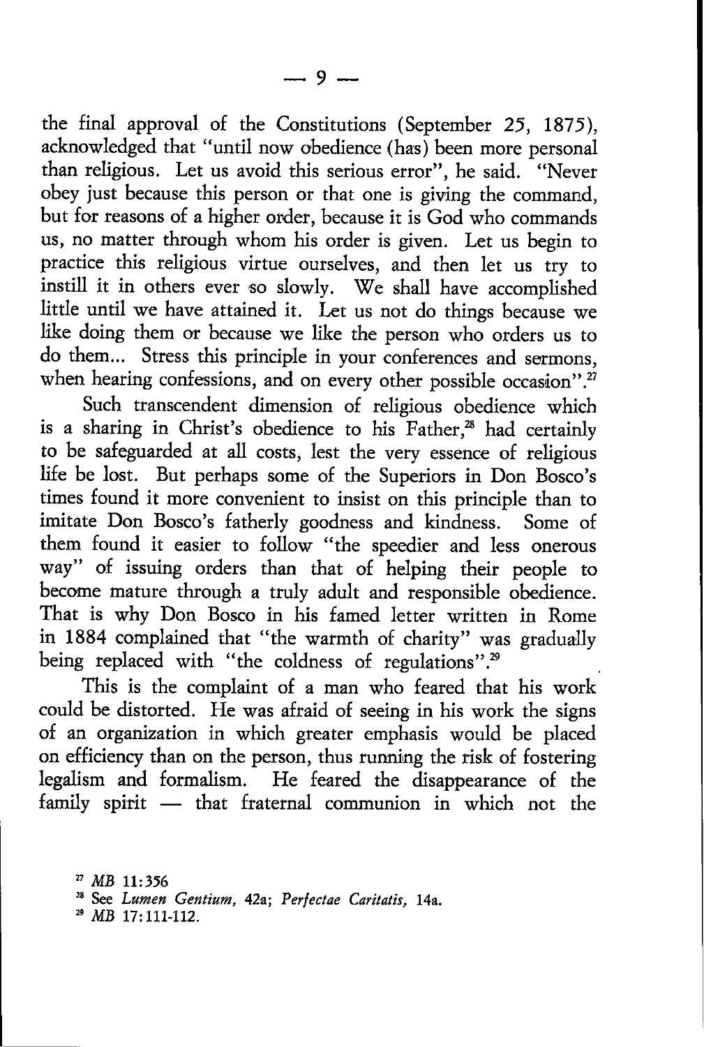the final approval of the Constitutions (September 25, 1875), acknowledged that "until now obedience (has) been more personal than religious. Let us avoid this serious error", he said. "Never obey just because this person or that one is giving the command, but for reasons of a higher order, because it is God who commands us, no matter through whom his order is given. Let us begin to practice this religious virtue ourselves, and then let us try to instill it in others ever so slowly. We shall have accomplished little until we have attained it. Let us not do things because we like doing them or because we like the person who orders us to do them... Stress this principle in your conferences and sermons, when hearing confessions, and on every other possible occasion".[27]

Such transcendent dimension of religious obedience which is a sharing in Christ's obedience to his Father,[28] had certainly to be safeguarded at all costs, lest the very essence of religious life be lost. But perhaps some of the Superiors in Don Bosco's times found it more convenient to insist on this principle than to imitate Don Bosco's fatherly goodness and kindness. Some of them found it easier to follow "the speedier and less onerous way" of issuing orders than that of helping their people to become mature through a truly adult and responsible obedience. That is why Don Bosco in his famed letter written in Rome in 1884 complained that "the warmth of charity" was gradually being replaced with "the coldness of regulations".[29]

This is the complaint of a man who feared that his work could be distorted. He was afraid of seeing in his work the signs of an organization in which greater emphasis would be placed on efficiency than on the person, thus running the risk of fostering legalism and formalism. He feared the disappearance of the family spirit — that fraternal communion in which not the

[27] *MB* 11:356

[28] See *Lumen Gentium,* 42a; *Perfectae Caritatis,* 14a.

[29] *MB* 17:111-112.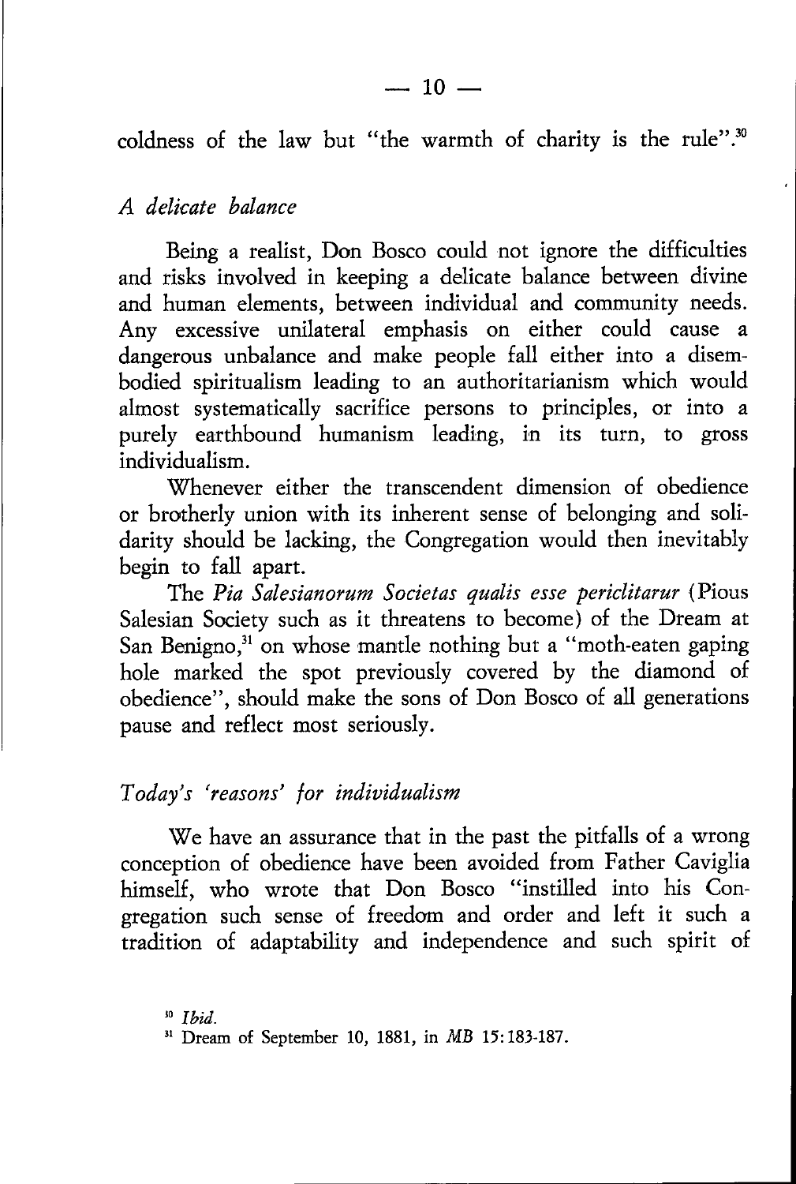coldness of the law but "the warmth of charity is the rule".[30]

### *A delicate balance*

Being a realist, Don Bosco could not ignore the difficulties and risks involved in keeping a delicate balance between divine and human elements, between individual and community needs. Any excessive unilateral emphasis on either could cause a dangerous unbalance and make people fall either into a disembodied spiritualism leading to an authoritarianism which would almost systematically sacrifice persons to principles, or into a purely earthbound humanism leading, in its turn, to gross individualism.

Whenever either the transcendent dimension of obedience or brotherly union with its inherent sense of belonging and solidarity should be lacking, the Congregation would then inevitably begin to fall apart.

The *Pia Salesianorum Societas qualis esse periclitarur* (Pious Salesian Society such as it threatens to become) of the Dream at San Benigno,[31] on whose mantle nothing but a "moth-eaten gaping hole marked the spot previously covered by the diamond of obedience", should make the sons of Don Bosco of all generations pause and reflect most seriously.

### *Today's 'reasons' for individualism*

We have an assurance that in the past the pitfalls of a wrong conception of obedience have been avoided from Father Caviglia himself, who wrote that Don Bosco "instilled into his Congregation such sense of freedom and order and left it such a tradition of adaptability and independence and such spirit of

[30] *Ibid.*

[31] Dream of September 10, 1881, in *MB* 15:183-187.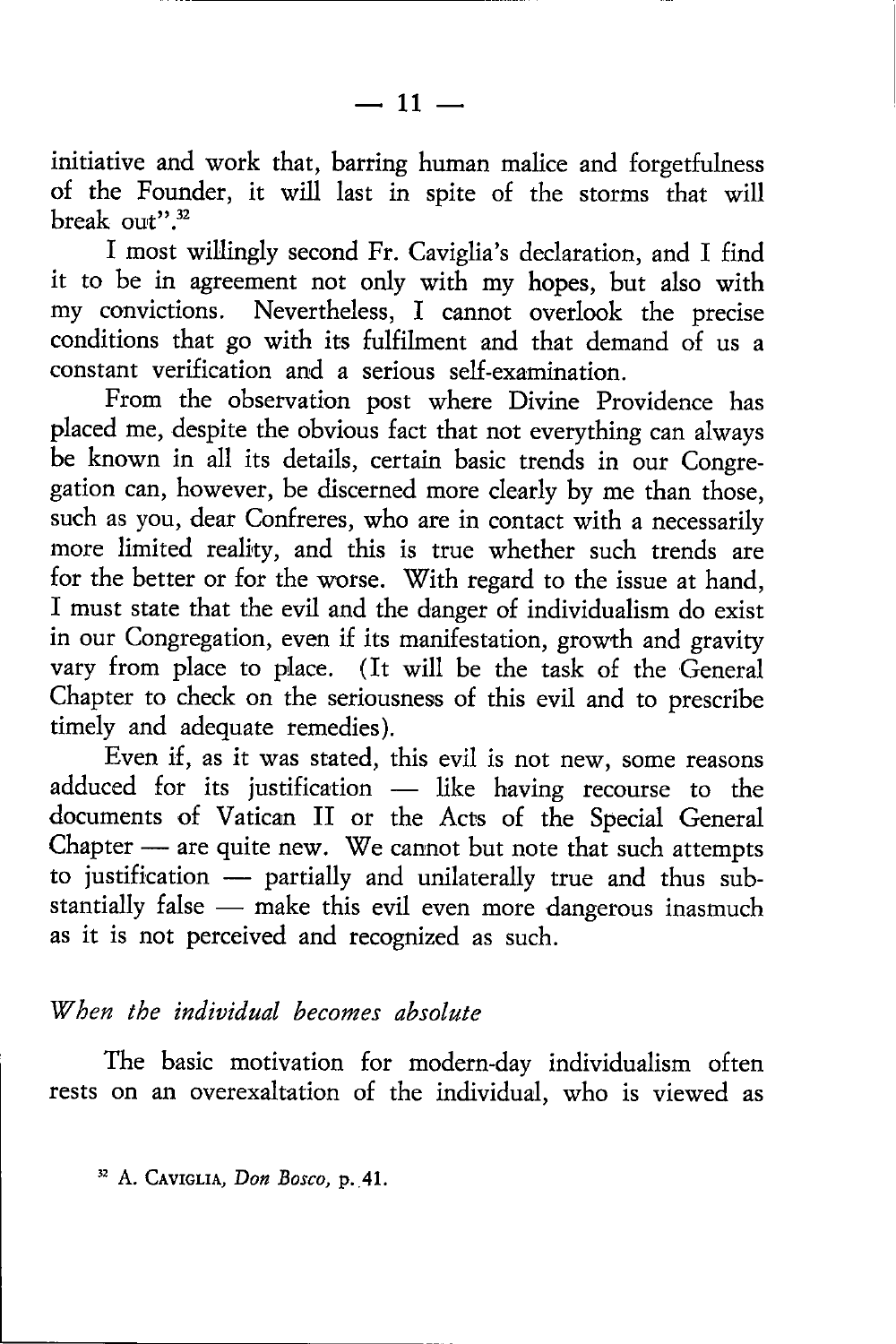initiative and work that, barring human malice and forgetfulness of the Founder, it will last in spite of the storms that will break out".[32]

I most willingly second Fr. Caviglia's declaration, and I find it to be in agreement not only with my hopes, but also with my convictions. Nevertheless, I cannot overlook the precise conditions that go with its fulfilment and that demand of us a constant verification and a serious self-examination.

From the observation post where Divine Providence has placed me, despite the obvious fact that not everything can always be known in all its details, certain basic trends in our Congregation can, however, be discerned more clearly by me than those, such as you, dear Confreres, who are in contact with a necessarily more limited reality, and this is true whether such trends are for the better or for the worse. With regard to the issue at hand, I must state that the evil and the danger of individualism do exist in our Congregation, even if its manifestation, growth and gravity vary from place to place. (It will be the task of the General Chapter to check on the seriousness of this evil and to prescribe timely and adequate remedies).

Even if, as it was stated, this evil is not new, some reasons adduced for its justification — like having recourse to the documents of Vatican II or the Acts of the Special General Chapter — are quite new. We cannot but note that such attempts to justification — partially and unilaterally true and thus substantially false — make this evil even more dangerous inasmuch as it is not perceived and recognized as such.

### *When the individual becomes absolute*

The basic motivation for modern-day individualism often rests on an overexaltation of the individual, who is viewed as

[32] A. Caviglia, *Don Bosco*, p. 41.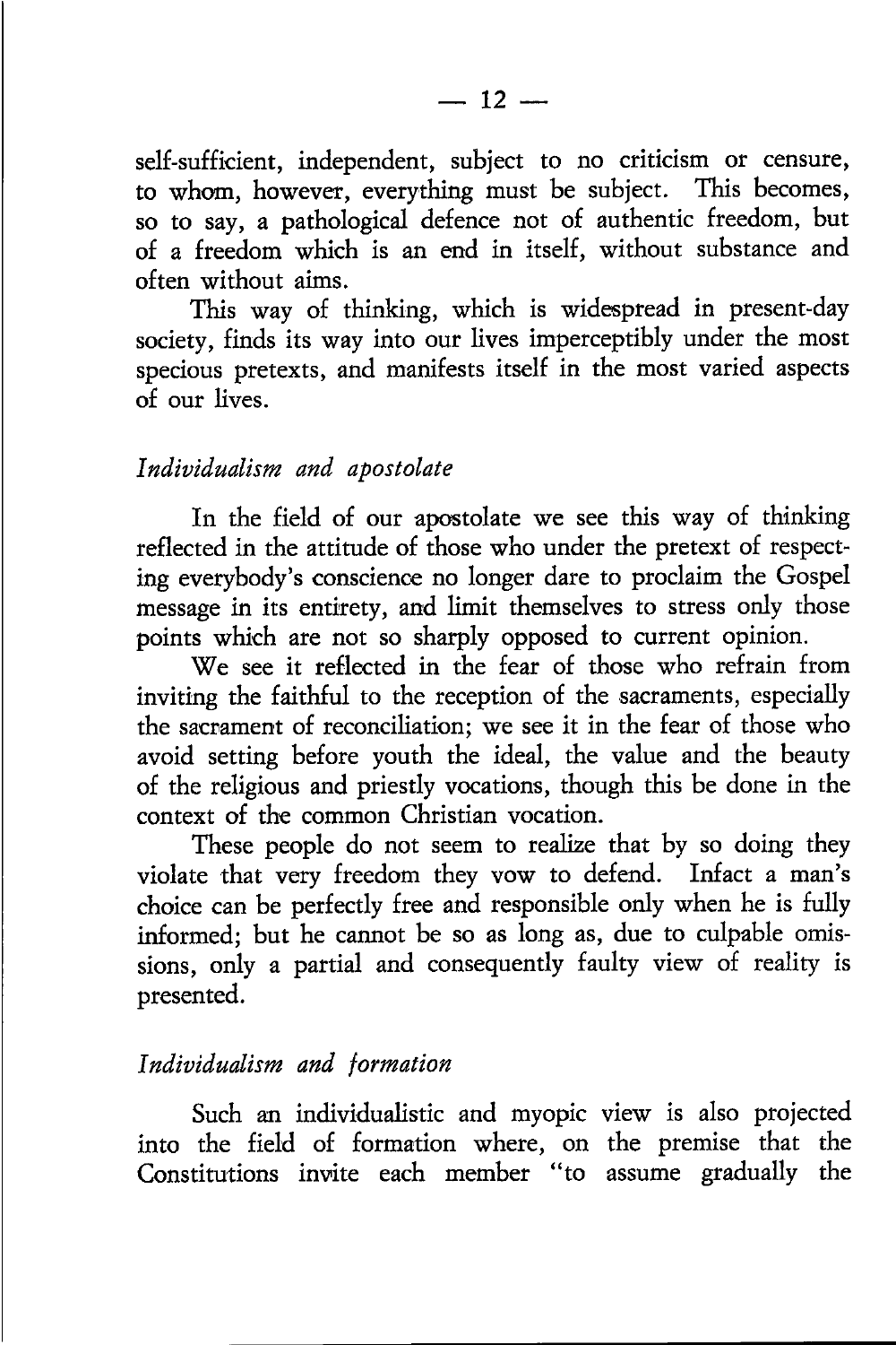self-sufficient, independent, subject to no criticism or censure, to whom, however, everything must be subject. This becomes, so to say, a pathological defence not of authentic freedom, but of a freedom which is an end in itself, without substance and often without aims.

This way of thinking, which is widespread in present-day society, finds its way into our lives imperceptibly under the most specious pretexts, and manifests itself in the most varied aspects of our lives.

### *Individualism and apostolate*

In the field of our apostolate we see this way of thinking reflected in the attitude of those who under the pretext of respecting everybody's conscience no longer dare to proclaim the Gospel message in its entirety, and limit themselves to stress only those points which are not so sharply opposed to current opinion.

We see it reflected in the fear of those who refrain from inviting the faithful to the reception of the sacraments, especially the sacrament of reconciliation; we see it in the fear of those who avoid setting before youth the ideal, the value and the beauty of the religious and priestly vocations, though this be done in the context of the common Christian vocation.

These people do not seem to realize that by so doing they violate that very freedom they vow to defend. Infact a man's choice can be perfectly free and responsible only when he is fully informed; but he cannot be so as long as, due to culpable omissions, only a partial and consequently faulty view of reality is presented.

### *Individualism and formation*

Such an individualistic and myopic view is also projected into the field of formation where, on the premise that the Constitutions invite each member "to assume gradually the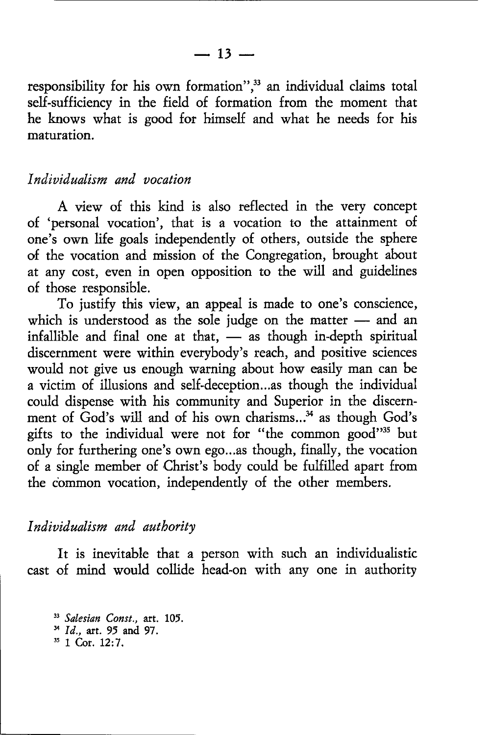responsibility for his own formation",[33] an individual claims total self-sufficiency in the field of formation from the moment that he knows what is good for himself and what he needs for his maturation.

### *Individualism and vocation*

A view of this kind is also reflected in the very concept of 'personal vocation', that is a vocation to the attainment of one's own life goals independently of others, outside the sphere of the vocation and mission of the Congregation, brought about at any cost, even in open opposition to the will and guidelines of those responsible.

To justify this view, an appeal is made to one's conscience, which is understood as the sole judge on the matter — and an infallible and final one at that, — as though in-depth spiritual discernment were within everybody's reach, and positive sciences would not give us enough warning about how easily man can be a victim of illusions and self-deception...as though the individual could dispense with his community and Superior in the discernment of God's will and of his own charisms...[34] as though God's gifts to the individual were not for "the common good"[35] but only for furthering one's own ego...as though, finally, the vocation of a single member of Christ's body could be fulfilled apart from the common vocation, independently of the other members.

### *Individualism and authority*

It is inevitable that a person with such an individualistic cast of mind would collide head-on with any one in authority

[33] *Salesian Const.*, art. 105.
[34] *Id.*, art. 95 and 97.
[35] 1 Cor. 12:7.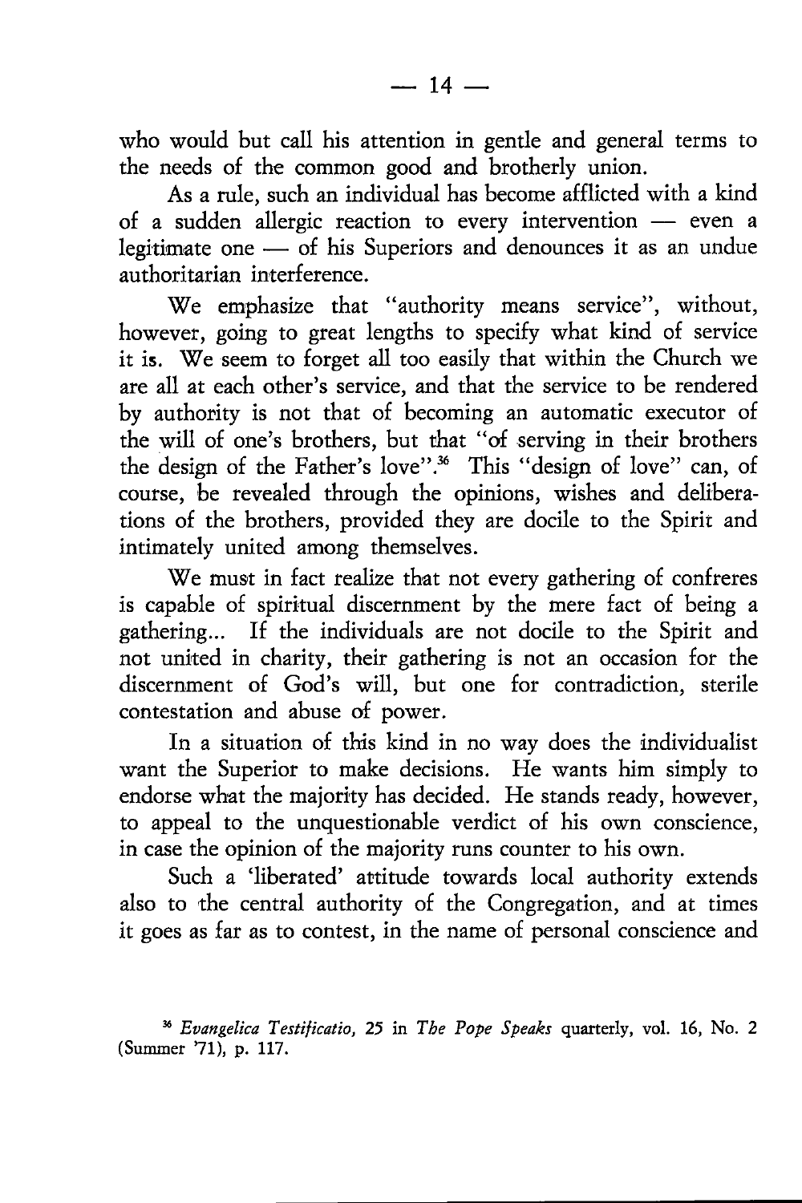who would but call his attention in gentle and general terms to the needs of the common good and brotherly union.

As a rule, such an individual has become afflicted with a kind of a sudden allergic reaction to every intervention — even a legitimate one — of his Superiors and denounces it as an undue authoritarian interference.

We emphasize that "authority means service", without, however, going to great lengths to specify what kind of service it is. We seem to forget all too easily that within the Church we are all at each other's service, and that the service to be rendered by authority is not that of becoming an automatic executor of the will of one's brothers, but that "of serving in their brothers the design of the Father's love".[36] This "design of love" can, of course, be revealed through the opinions, wishes and deliberations of the brothers, provided they are docile to the Spirit and intimately united among themselves.

We must in fact realize that not every gathering of confreres is capable of spiritual discernment by the mere fact of being a gathering... If the individuals are not docile to the Spirit and not united in charity, their gathering is not an occasion for the discernment of God's will, but one for contradiction, sterile contestation and abuse of power.

In a situation of this kind in no way does the individualist want the Superior to make decisions. He wants him simply to endorse what the majority has decided. He stands ready, however, to appeal to the unquestionable verdict of his own conscience, in case the opinion of the majority runs counter to his own.

Such a 'liberated' attitude towards local authority extends also to the central authority of the Congregation, and at times it goes as far as to contest, in the name of personal conscience and

[36] *Evangelica Testificatio,* 25 in *The Pope Speaks* quarterly, vol. 16, No. 2 (Summer '71), p. 117.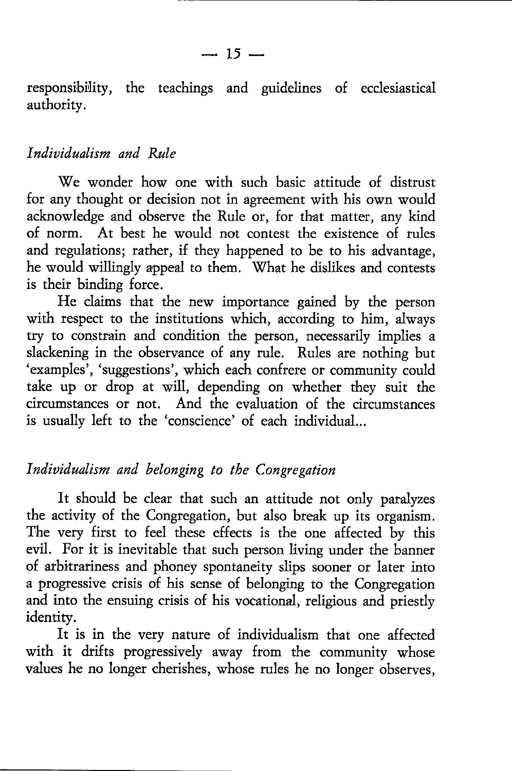responsibility, the teachings and guidelines of ecclesiastical authority.

### *Individualism and Rule*

We wonder how one with such basic attitude of distrust for any thought or decision not in agreement with his own would acknowledge and observe the Rule or, for that matter, any kind of norm. At best he would not contest the existence of rules and regulations; rather, if they happened to be to his advantage, he would willingly appeal to them. What he dislikes and contests is their binding force.

He claims that the new importance gained by the person with respect to the institutions which, according to him, always try to constrain and condition the person, necessarily implies a slackening in the observance of any rule. Rules are nothing but 'examples', 'suggestions', which each confrere or community could take up or drop at will, depending on whether they suit the circumstances or not. And the evaluation of the circumstances is usually left to the 'conscience' of each individual...

### *Individualism and belonging to the Congregation*

It should be clear that such an attitude not only paralyzes the activity of the Congregation, but also break up its organism. The very first to feel these effects is the one affected by this evil. For it is inevitable that such person living under the banner of arbitrariness and phoney spontaneity slips sooner or later into a progressive crisis of his sense of belonging to the Congregation and into the ensuing crisis of his vocational, religious and priestly identity.

It is in the very nature of individualism that one affected with it drifts progressively away from the community whose values he no longer cherishes, whose rules he no longer observes,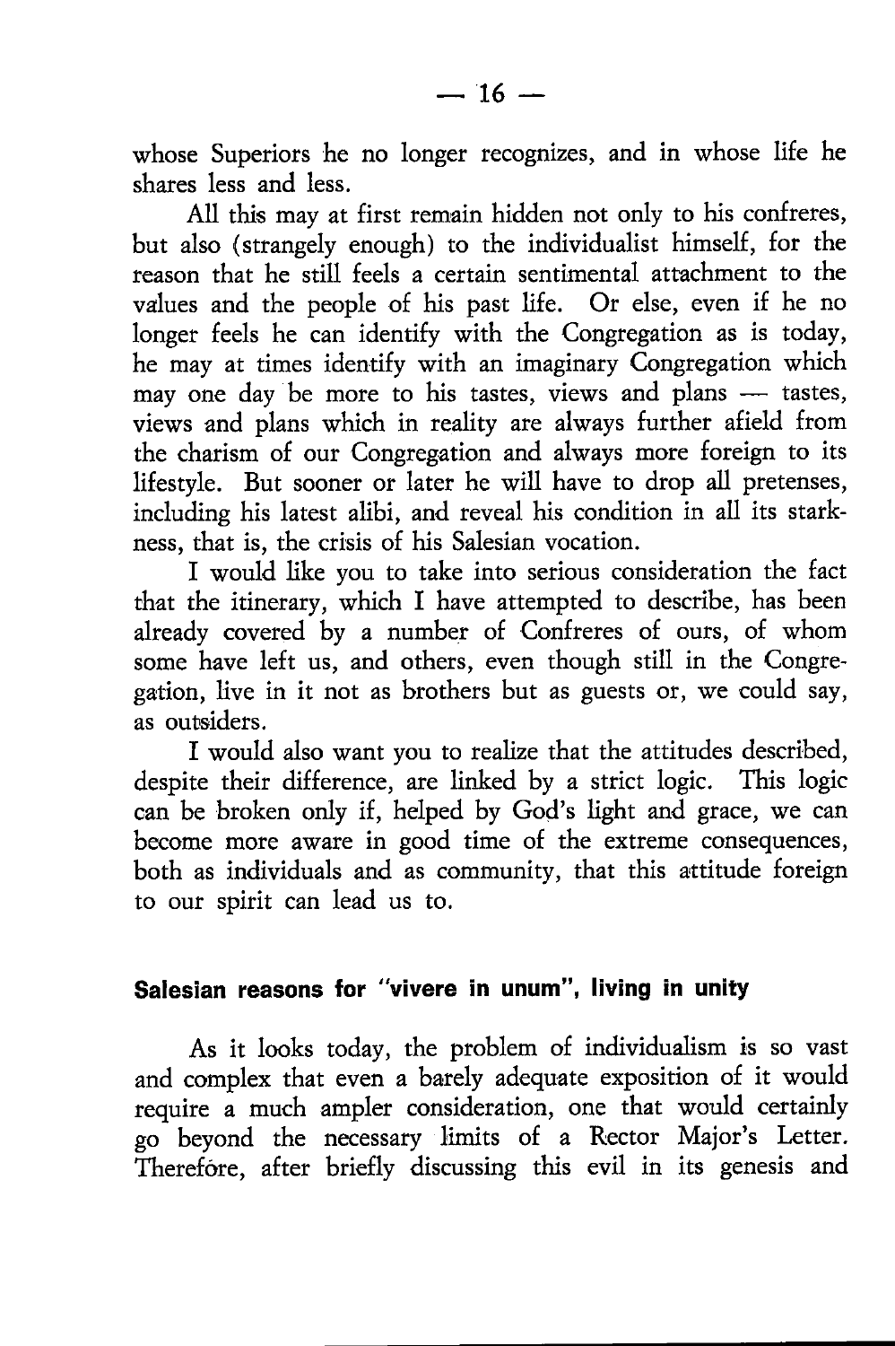whose Superiors he no longer recognizes, and in whose life he shares less and less.

All this may at first remain hidden not only to his confreres, but also (strangely enough) to the individualist himself, for the reason that he still feels a certain sentimental attachment to the values and the people of his past life. Or else, even if he no longer feels he can identify with the Congregation as is today, he may at times identify with an imaginary Congregation which may one day be more to his tastes, views and plans — tastes, views and plans which in reality are always further afield from the charism of our Congregation and always more foreign to its lifestyle. But sooner or later he will have to drop all pretenses, including his latest alibi, and reveal his condition in all its starkness, that is, the crisis of his Salesian vocation.

I would like you to take into serious consideration the fact that the itinerary, which I have attempted to describe, has been already covered by a number of Confreres of ours, of whom some have left us, and others, even though still in the Congregation, live in it not as brothers but as guests or, we could say, as outsiders.

I would also want you to realize that the attitudes described, despite their difference, are linked by a strict logic. This logic can be broken only if, helped by God's light and grace, we can become more aware in good time of the extreme consequences, both as individuals and as community, that this attitude foreign to our spirit can lead us to.

## Salesian reasons for "vivere in unum", living in unity

As it looks today, the problem of individualism is so vast and complex that even a barely adequate exposition of it would require a much ampler consideration, one that would certainly go beyond the necessary limits of a Rector Major's Letter. Therefore, after briefly discussing this evil in its genesis and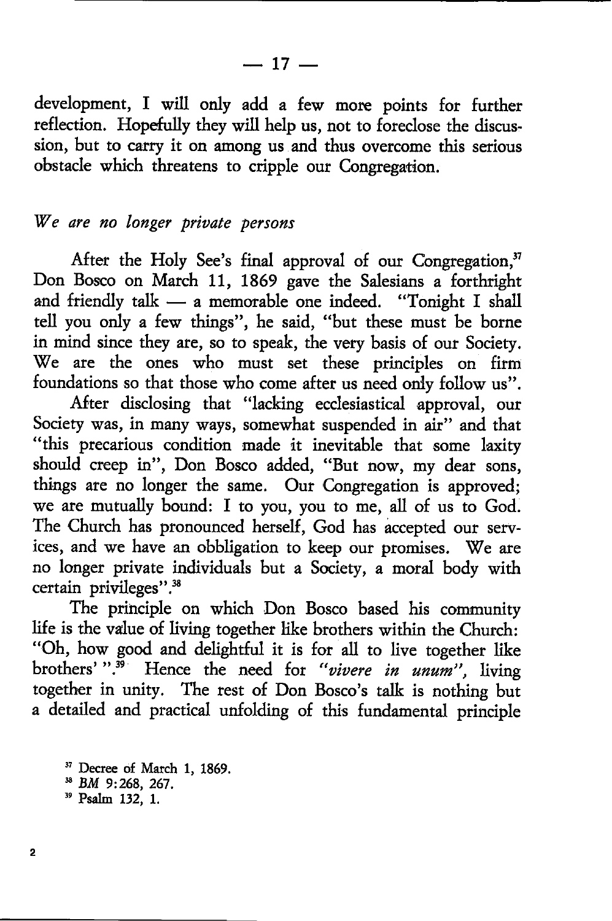development, I will only add a few more points for further reflection. Hopefully they will help us, not to foreclose the discussion, but to carry it on among us and thus overcome this serious obstacle which threatens to cripple our Congregation.

*We are no longer private persons*

After the Holy See's final approval of our Congregation,[37] Don Bosco on March 11, 1869 gave the Salesians a forthright and friendly talk — a memorable one indeed. "Tonight I shall tell you only a few things", he said, "but these must be borne in mind since they are, so to speak, the very basis of our Society. We are the ones who must set these principles on firm foundations so that those who come after us need only follow us".

After disclosing that "lacking ecclesiastical approval, our Society was, in many ways, somewhat suspended in air" and that "this precarious condition made it inevitable that some laxity should creep in", Don Bosco added, "But now, my dear sons, things are no longer the same. Our Congregation is approved; we are mutually bound: I to you, you to me, all of us to God. The Church has pronounced herself, God has accepted our services, and we have an obbligation to keep our promises. We are no longer private individuals but a Society, a moral body with certain privileges".[38]

The principle on which Don Bosco based his community life is the value of living together like brothers within the Church: "Oh, how good and delightful it is for all to live together like brothers' ".[39] Hence the need for *"vivere in unum"*, living together in unity. The rest of Don Bosco's talk is nothing but a detailed and practical unfolding of this fundamental principle

[37] Decree of March 1, 1869.
[38] *BM* 9:268, 267.
[39] Psalm 132, 1.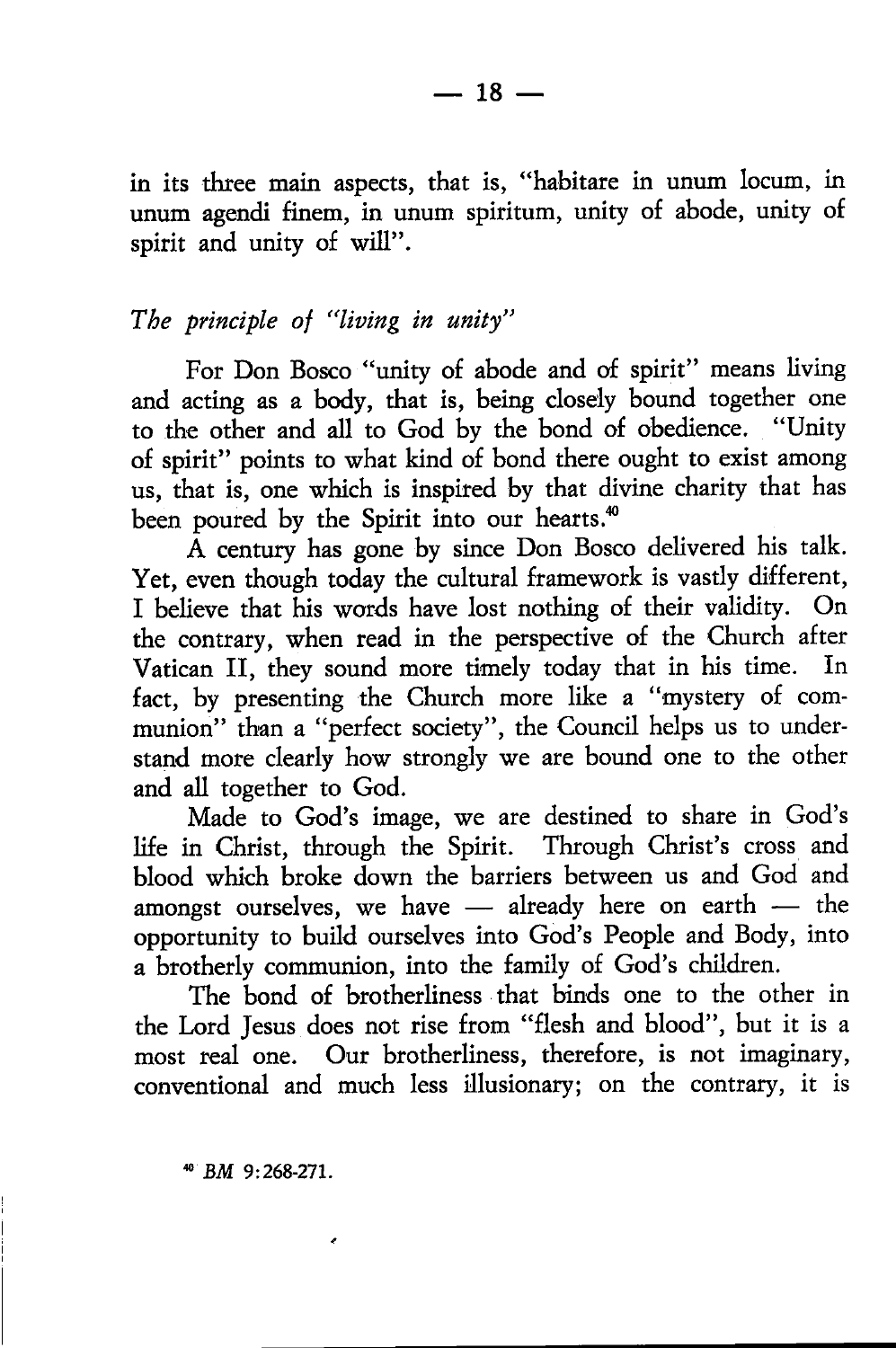in its three main aspects, that is, "habitare in unum locum, in unum agendi finem, in unum spiritum, unity of abode, unity of spirit and unity of will".

### *The principle of "living in unity"*

For Don Bosco "unity of abode and of spirit" means living and acting as a body, that is, being closely bound together one to the other and all to God by the bond of obedience. "Unity of spirit" points to what kind of bond there ought to exist among us, that is, one which is inspired by that divine charity that has been poured by the Spirit into our hearts.[40]

A century has gone by since Don Bosco delivered his talk. Yet, even though today the cultural framework is vastly different, I believe that his words have lost nothing of their validity. On the contrary, when read in the perspective of the Church after Vatican II, they sound more timely today that in his time. In fact, by presenting the Church more like a "mystery of communion" than a "perfect society", the Council helps us to understand more clearly how strongly we are bound one to the other and all together to God.

Made to God's image, we are destined to share in God's life in Christ, through the Spirit. Through Christ's cross and blood which broke down the barriers between us and God and amongst ourselves, we have — already here on earth — the opportunity to build ourselves into God's People and Body, into a brotherly communion, into the family of God's children.

The bond of brotherliness that binds one to the other in the Lord Jesus does not rise from "flesh and blood", but it is a most real one. Our brotherliness, therefore, is not imaginary, conventional and much less illusionary; on the contrary, it is

[40] *BM* 9:268-271.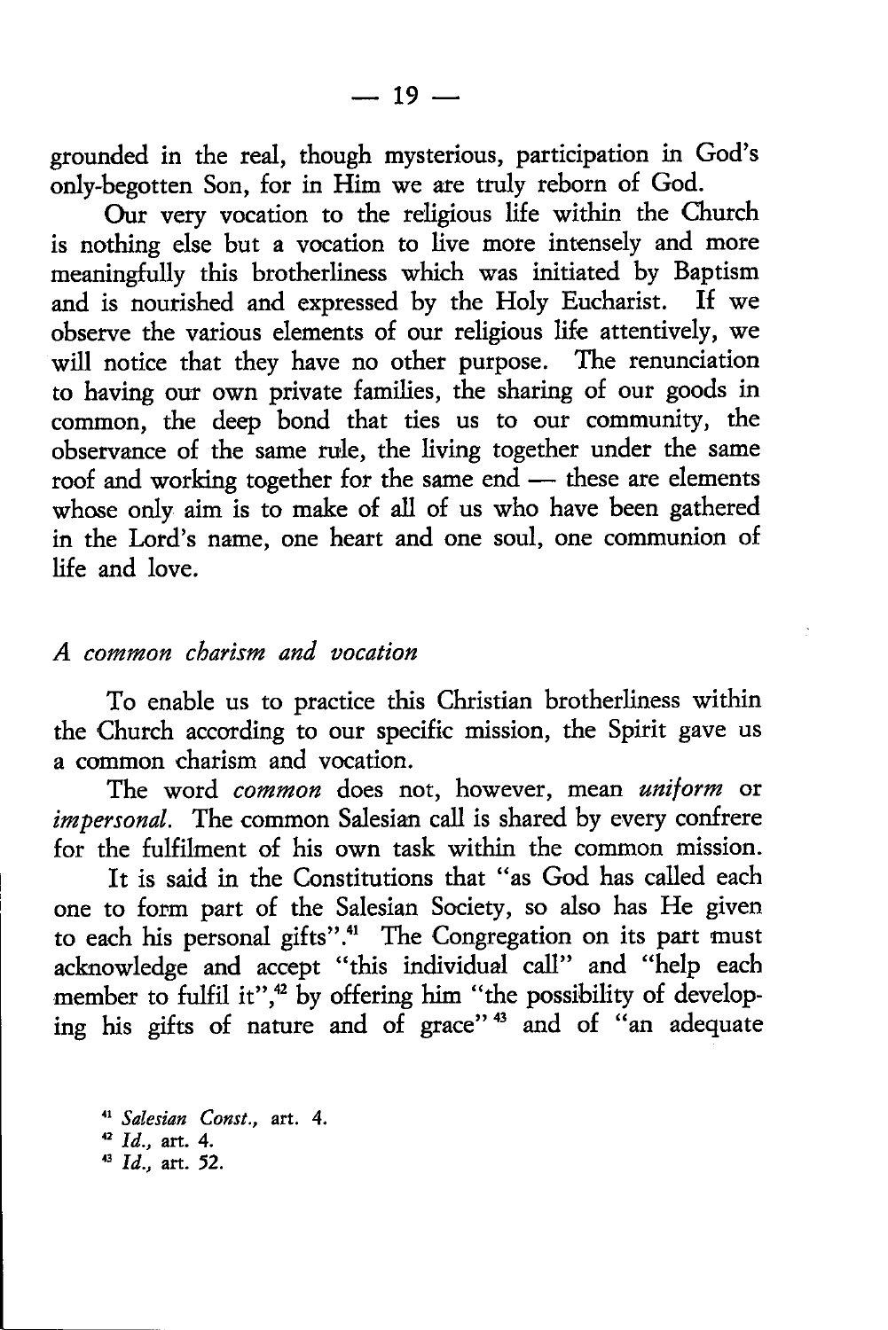grounded in the real, though mysterious, participation in God's only-begotten Son, for in Him we are truly reborn of God.

Our very vocation to the religious life within the Church is nothing else but a vocation to live more intensely and more meaningfully this brotherliness which was initiated by Baptism and is nourished and expressed by the Holy Eucharist. If we observe the various elements of our religious life attentively, we will notice that they have no other purpose. The renunciation to having our own private families, the sharing of our goods in common, the deep bond that ties us to our community, the observance of the same rule, the living together under the same roof and working together for the same end — these are elements whose only aim is to make of all of us who have been gathered in the Lord's name, one heart and one soul, one communion of life and love.

### *A common charism and vocation*

To enable us to practice this Christian brotherliness within the Church according to our specific mission, the Spirit gave us a common charism and vocation.

The word *common* does not, however, mean *uniform* or *impersonal.* The common Salesian call is shared by every confrere for the fulfilment of his own task within the common mission.

It is said in the Constitutions that "as God has called each one to form part of the Salesian Society, so also has He given to each his personal gifts".[41] The Congregation on its part must acknowledge and accept "this individual call" and "help each member to fulfil it",[42] by offering him "the possibility of developing his gifts of nature and of grace"[43] and of "an adequate

[41] *Salesian Const.,* art. 4.
[42] *Id.,* art. 4.
[43] *Id.,* art. 52.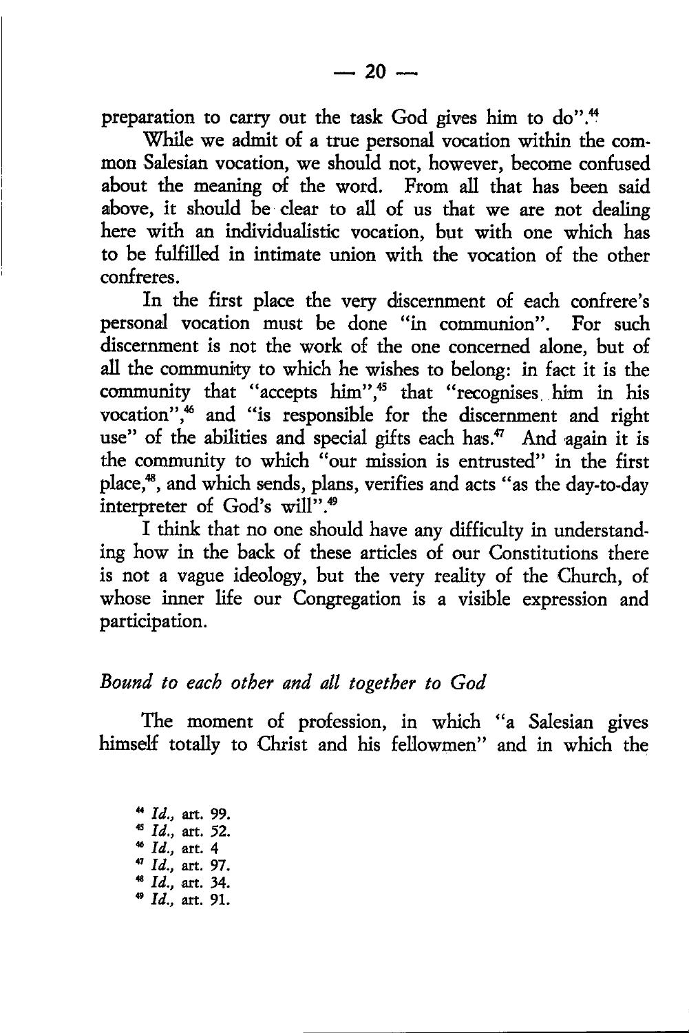preparation to carry out the task God gives him to do".[44]

While we admit of a true personal vocation within the common Salesian vocation, we should not, however, become confused about the meaning of the word. From all that has been said above, it should be clear to all of us that we are not dealing here with an individualistic vocation, but with one which has to be fulfilled in intimate union with the vocation of the other confreres.

In the first place the very discernment of each confrere's personal vocation must be done "in communion". For such discernment is not the work of the one concerned alone, but of all the community to which he wishes to belong: in fact it is the community that "accepts him",[45] that "recognises him in his vocation",[46] and "is responsible for the discernment and right use" of the abilities and special gifts each has.[47] And again it is the community to which "our mission is entrusted" in the first place,[48], and which sends, plans, verifies and acts "as the day-to-day interpreter of God's will".[49]

I think that no one should have any difficulty in understanding how in the back of these articles of our Constitutions there is not a vague ideology, but the very reality of the Church, of whose inner life our Congregation is a visible expression and participation.

## *Bound to each other and all together to God*

The moment of profession, in which "a Salesian gives himself totally to Christ and his fellowmen" and in which the

[44] *Id.*, art. 99.
[45] *Id.*, art. 52.
[46] *Id.*, art. 4
[47] *Id.*, art. 97.
[48] *Id.*, art. 34.
[49] *Id.*, art. 91.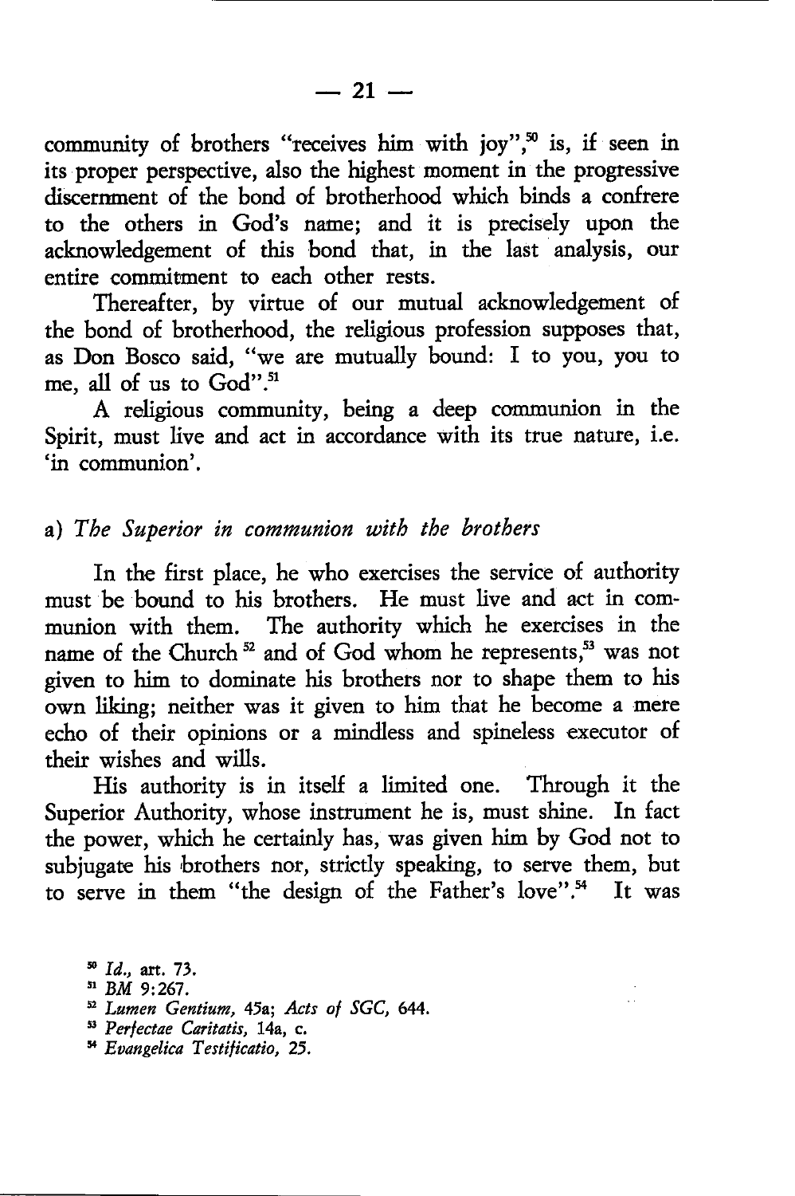community of brothers "receives him with joy",[50] is, if seen in its proper perspective, also the highest moment in the progressive discernment of the bond of brotherhood which binds a confrere to the others in God's name; and it is precisely upon the acknowledgement of this bond that, in the last analysis, our entire commitment to each other rests.

Thereafter, by virtue of our mutual acknowledgement of the bond of brotherhood, the religious profession supposes that, as Don Bosco said, "we are mutually bound: I to you, you to me, all of us to God".[51]

A religious community, being a deep communion in the Spirit, must live and act in accordance with its true nature, i.e. 'in communion'.

a) *The Superior in communion with the brothers*

In the first place, he who exercises the service of authority must be bound to his brothers. He must live and act in communion with them. The authority which he exercises in the name of the Church[52] and of God whom he represents,[53] was not given to him to dominate his brothers nor to shape them to his own liking; neither was it given to him that he become a mere echo of their opinions or a mindless and spineless executor of their wishes and wills.

His authority is in itself a limited one. Through it the Superior Authority, whose instrument he is, must shine. In fact the power, which he certainly has, was given him by God not to subjugate his brothers nor, strictly speaking, to serve them, but to serve in them "the design of the Father's love".[54] It was

[50] *Id.*, art. 73.
[51] *BM* 9:267.
[52] *Lumen Gentium,* 45a; *Acts of SGC,* 644.
[53] *Perfectae Caritatis,* 14a, c.
[54] *Evangelica Testificatio,* 25.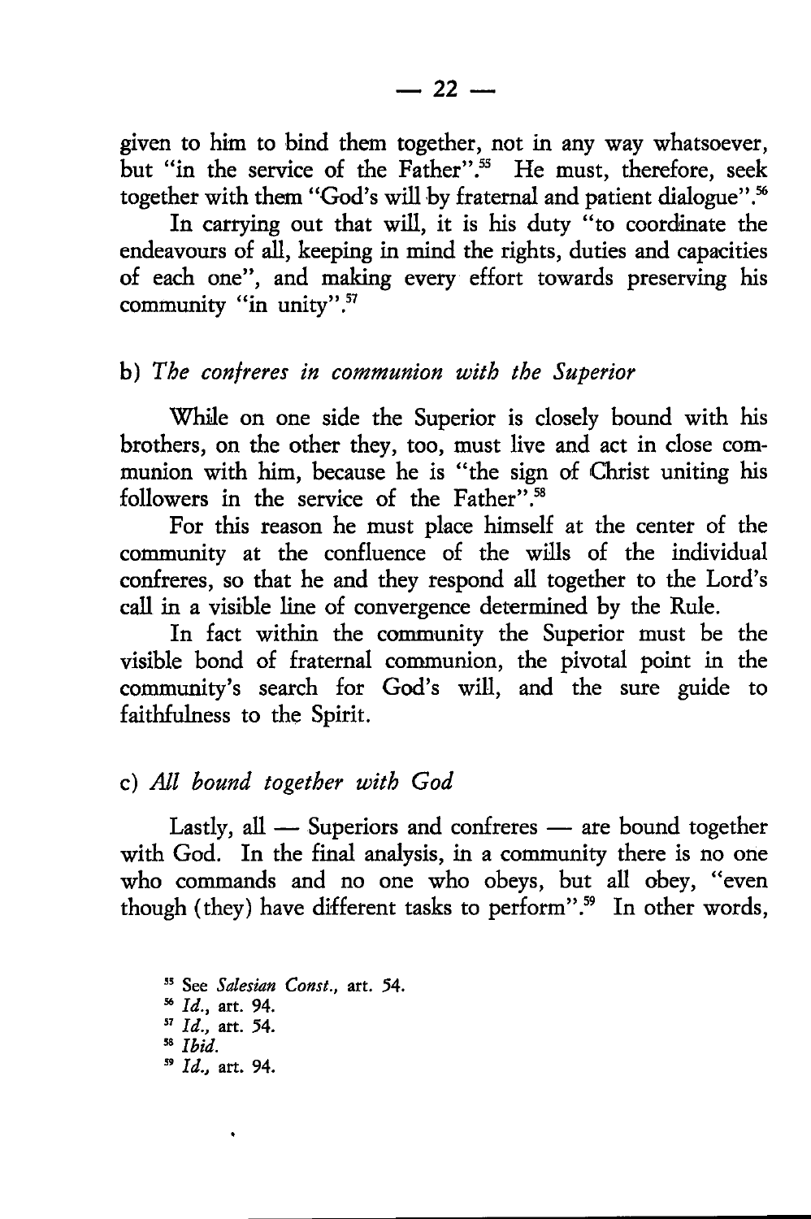given to him to bind them together, not in any way whatsoever, but "in the service of the Father".[55] He must, therefore, seek together with them "God's will by fraternal and patient dialogue".[56]

In carrying out that will, it is his duty "to coordinate the endeavours of all, keeping in mind the rights, duties and capacities of each one", and making every effort towards preserving his community "in unity".[57]

### b) *The confreres in communion with the Superior*

While on one side the Superior is closely bound with his brothers, on the other they, too, must live and act in close communion with him, because he is "the sign of Christ uniting his followers in the service of the Father".[58]

For this reason he must place himself at the center of the community at the confluence of the wills of the individual confreres, so that he and they respond all together to the Lord's call in a visible line of convergence determined by the Rule.

In fact within the community the Superior must be the visible bond of fraternal communion, the pivotal point in the community's search for God's will, and the sure guide to faithfulness to the Spirit.

### c) *All bound together with God*

Lastly, all — Superiors and confreres — are bound together with God. In the final analysis, in a community there is no one who commands and no one who obeys, but all obey, "even though (they) have different tasks to perform".[59] In other words,

[55] See *Salesian Const.*, art. 54.
[56] *Id.*, art. 94.
[57] *Id.*, art. 54.
[58] *Ibid.*
[59] *Id.*, art. 94.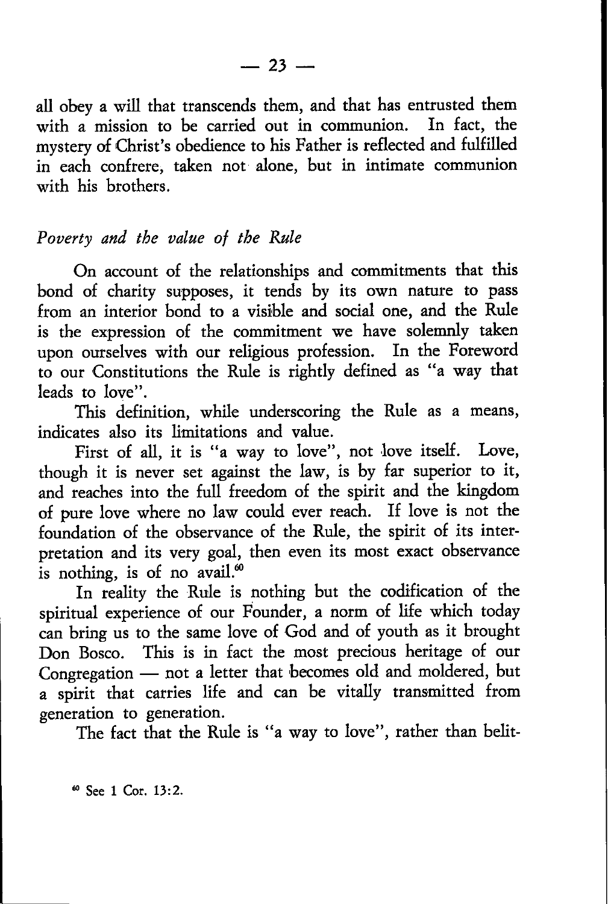all obey a will that transcends them, and that has entrusted them with a mission to be carried out in communion. In fact, the mystery of Christ's obedience to his Father is reflected and fulfilled in each confrere, taken not alone, but in intimate communion with his brothers.

### *Poverty and the value of the Rule*

On account of the relationships and commitments that this bond of charity supposes, it tends by its own nature to pass from an interior bond to a visible and social one, and the Rule is the expression of the commitment we have solemnly taken upon ourselves with our religious profession. In the Foreword to our Constitutions the Rule is rightly defined as "a way that leads to love".

This definition, while underscoring the Rule as a means, indicates also its limitations and value.

First of all, it is "a way to love", not love itself. Love, though it is never set against the law, is by far superior to it, and reaches into the full freedom of the spirit and the kingdom of pure love where no law could ever reach. If love is not the foundation of the observance of the Rule, the spirit of its interpretation and its very goal, then even its most exact observance is nothing, is of no avail.[60]

In reality the Rule is nothing but the codification of the spiritual experience of our Founder, a norm of life which today can bring us to the same love of God and of youth as it brought Don Bosco. This is in fact the most precious heritage of our Congregation — not a letter that becomes old and moldered, but a spirit that carries life and can be vitally transmitted from generation to generation.

The fact that the Rule is "a way to love", rather than belit-

[60] See 1 Cor. 13:2.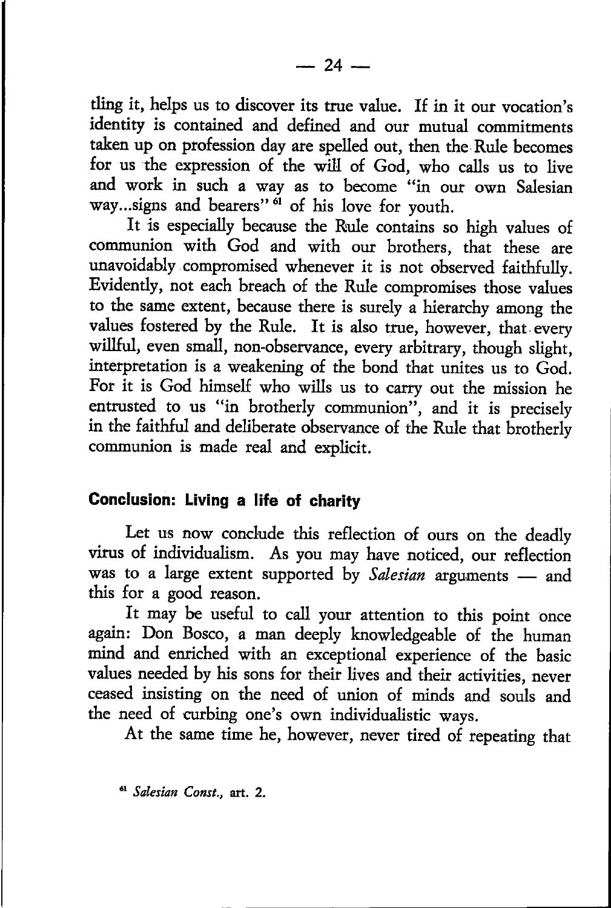tling it, helps us to discover its true value. If in it our vocation's identity is contained and defined and our mutual commitments taken up on profession day are spelled out, then the Rule becomes for us the expression of the will of God, who calls us to live and work in such a way as to become "in our own Salesian way...signs and bearers"[61] of his love for youth.

It is especially because the Rule contains so high values of communion with God and with our brothers, that these are unavoidably compromised whenever it is not observed faithfully. Evidently, not each breach of the Rule compromises those values to the same extent, because there is surely a hierarchy among the values fostered by the Rule. It is also true, however, that every willful, even small, non-observance, every arbitrary, though slight, interpretation is a weakening of the bond that unites us to God. For it is God himself who wills us to carry out the mission he entrusted to us "in brotherly communion", and it is precisely in the faithful and deliberate observance of the Rule that brotherly communion is made real and explicit.

## Conclusion: Living a life of charity

Let us now conclude this reflection of ours on the deadly virus of individualism. As you may have noticed, our reflection was to a large extent supported by *Salesian* arguments — and this for a good reason.

It may be useful to call your attention to this point once again: Don Bosco, a man deeply knowledgeable of the human mind and enriched with an exceptional experience of the basic values needed by his sons for their lives and their activities, never ceased insisting on the need of union of minds and souls and the need of curbing one's own individualistic ways.

At the same time he, however, never tired of repeating that

[61] *Salesian Const.*, art. 2.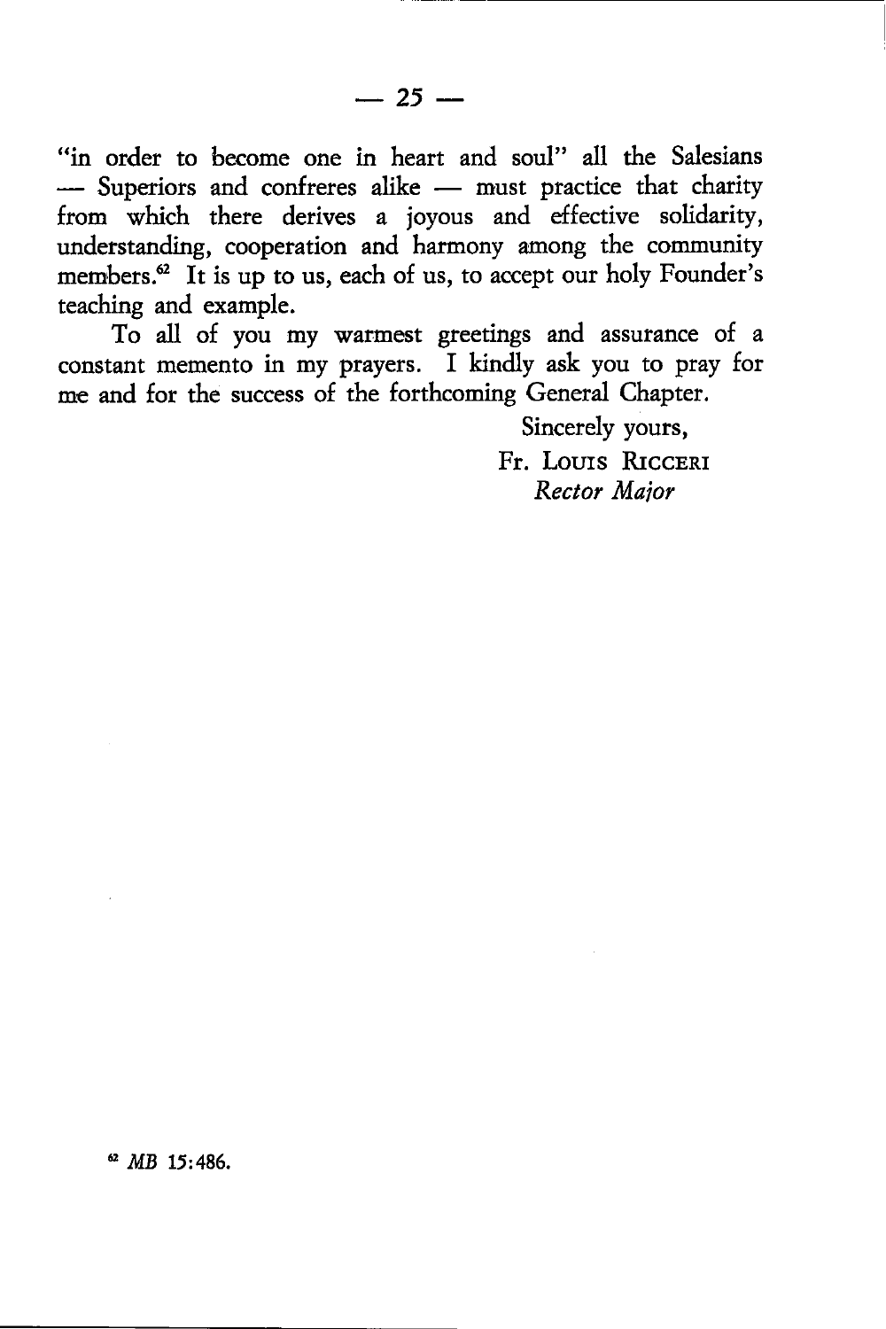"in order to become one in heart and soul" all the Salesians — Superiors and confreres alike — must practice that charity from which there derives a joyous and effective solidarity, understanding, cooperation and harmony among the community members.[62] It is up to us, each of us, to accept our holy Founder's teaching and example.

To all of you my warmest greetings and assurance of a constant memento in my prayers. I kindly ask you to pray for me and for the success of the forthcoming General Chapter.

Sincerely yours,
Fr. Louis Ricceri
*Rector Major*

[62] *MB* 15:486.